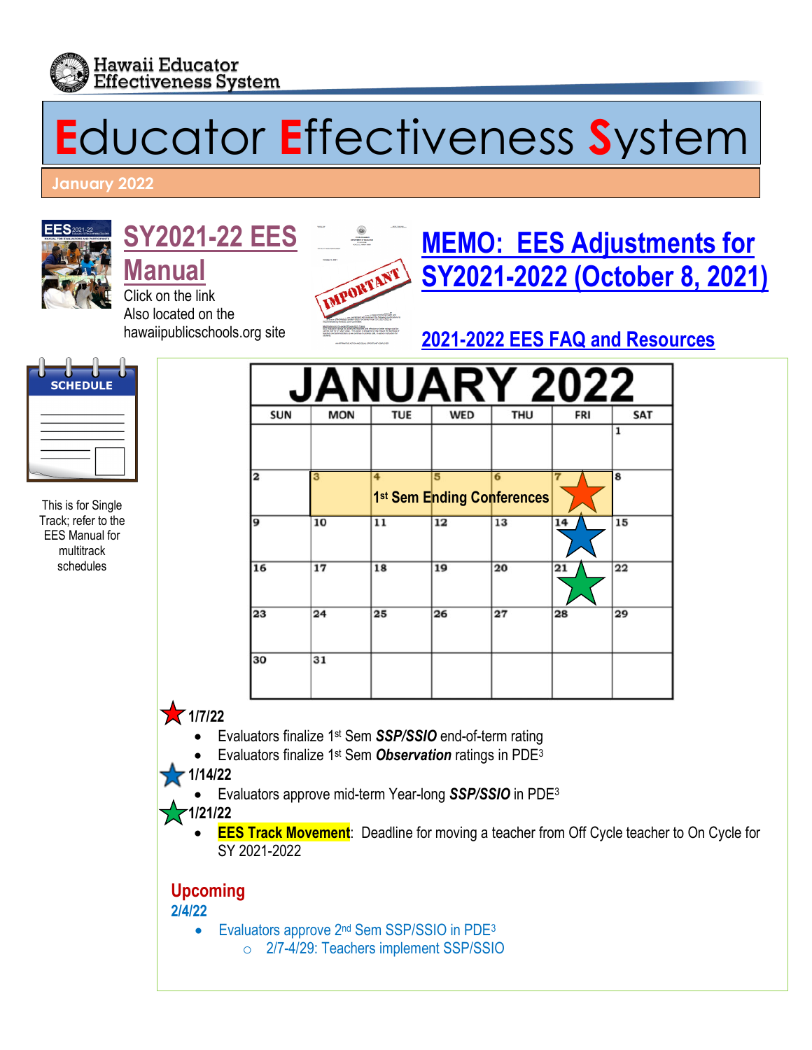Hawaii Educator Effectiveness System

# Educator Effectiveness System

**January 2022**

## SY2021-22 EES Manual

Click on the link
Also located on the hawaiipublicschools.org site

## MEMO: EES Adjustments for SY2021-2022 (October 8, 2021)

## 2021-2022 EES FAQ and Resources

SCHEDULE

This is for Single Track; refer to the EES Manual for multitrack schedules

**JANUARY 2022**

| SUN | MON | TUE | WED | THU | FRI | SAT |
|---|---|---|---|---|---|---|
| | | | | | | 1 |
| 2 | 3 1st Sem Ending Conferences | 4 | 5 | 6 | 7 ★ | 8 |
| 9 | 10 | 11 | 12 | 13 | 14 ★ | 15 |
| 16 | 17 | 18 | 19 | 20 | 21 ★ | 22 |
| 23 | 24 | 25 | 26 | 27 | 28 | 29 |
| 30 | 31 | | | | | |

**1/7/22**

- Evaluators finalize 1st Sem ***SSP/SSIO*** end-of-term rating
- Evaluators finalize 1st Sem ***Observation*** ratings in PDE3

**1/14/22**

- Evaluators approve mid-term Year-long ***SSP/SSIO*** in PDE3

**1/21/22**

- **EES Track Movement**: Deadline for moving a teacher from Off Cycle teacher to On Cycle for SY 2021-2022

## Upcoming

**2/4/22**

- Evaluators approve 2nd Sem SSP/SSIO in PDE3
  - 2/7-4/29: Teachers implement SSP/SSIO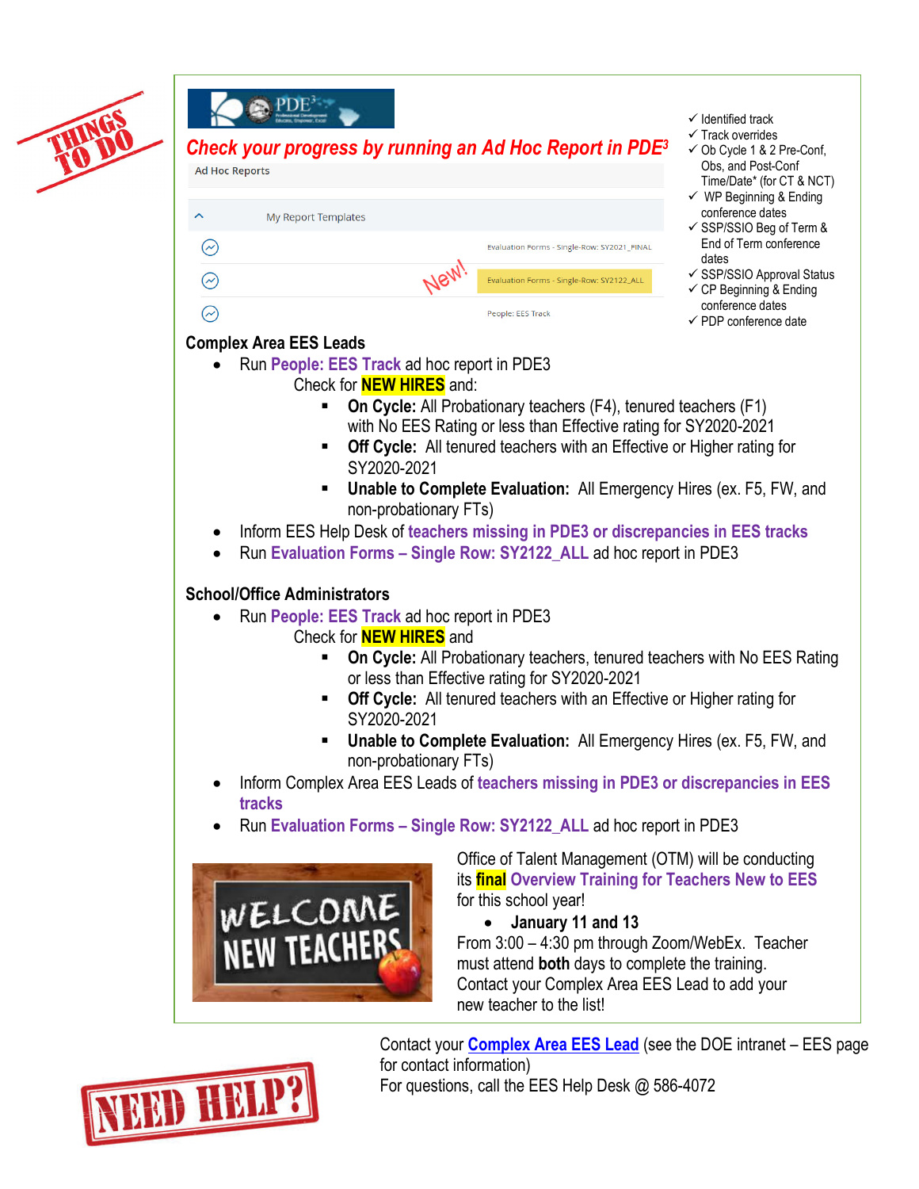THINGS TO DO

## Check your progress by running an Ad Hoc Report in PDE³

Ad Hoc Reports

My Report Templates

Evaluation Forms - Single-Row: SY2021_FINAL

New! Evaluation Forms - Single-Row: SY2122_ALL

People: EES Track

- ✓ Identified track
- ✓ Track overrides
- ✓ Ob Cycle 1 & 2 Pre-Conf, Obs, and Post-Conf Time/Date* (for CT & NCT)
- ✓ WP Beginning & Ending conference dates
- ✓ SSP/SSIO Beg of Term & End of Term conference dates
- ✓ SSP/SSIO Approval Status
- ✓ CP Beginning & Ending conference dates
- ✓ PDP conference date

### Complex Area EES Leads

- Run **People: EES Track** ad hoc report in PDE3
  Check for **NEW HIRES** and:
  - **On Cycle:** All Probationary teachers (F4), tenured teachers (F1) with No EES Rating or less than Effective rating for SY2020-2021
  - **Off Cycle:** All tenured teachers with an Effective or Higher rating for SY2020-2021
  - **Unable to Complete Evaluation:** All Emergency Hires (ex. F5, FW, and non-probationary FTs)
- Inform EES Help Desk of **teachers missing in PDE3 or discrepancies in EES tracks**
- Run **Evaluation Forms – Single Row: SY2122_ALL** ad hoc report in PDE3

### School/Office Administrators

- Run **People: EES Track** ad hoc report in PDE3
  Check for **NEW HIRES** and
  - **On Cycle:** All Probationary teachers, tenured teachers with No EES Rating or less than Effective rating for SY2020-2021
  - **Off Cycle:** All tenured teachers with an Effective or Higher rating for SY2020-2021
  - **Unable to Complete Evaluation:** All Emergency Hires (ex. F5, FW, and non-probationary FTs)
- Inform Complex Area EES Leads of **teachers missing in PDE3 or discrepancies in EES tracks**
- Run **Evaluation Forms – Single Row: SY2122_ALL** ad hoc report in PDE3

WELCOME NEW TEACHERS

Office of Talent Management (OTM) will be conducting its **final** **Overview Training for Teachers New to EES** for this school year!

- **January 11 and 13**

From 3:00 – 4:30 pm through Zoom/WebEx. Teacher must attend **both** days to complete the training. Contact your Complex Area EES Lead to add your new teacher to the list!

NEED HELP?

Contact your **Complex Area EES Lead** (see the DOE intranet – EES page for contact information)
For questions, call the EES Help Desk @ 586-4072